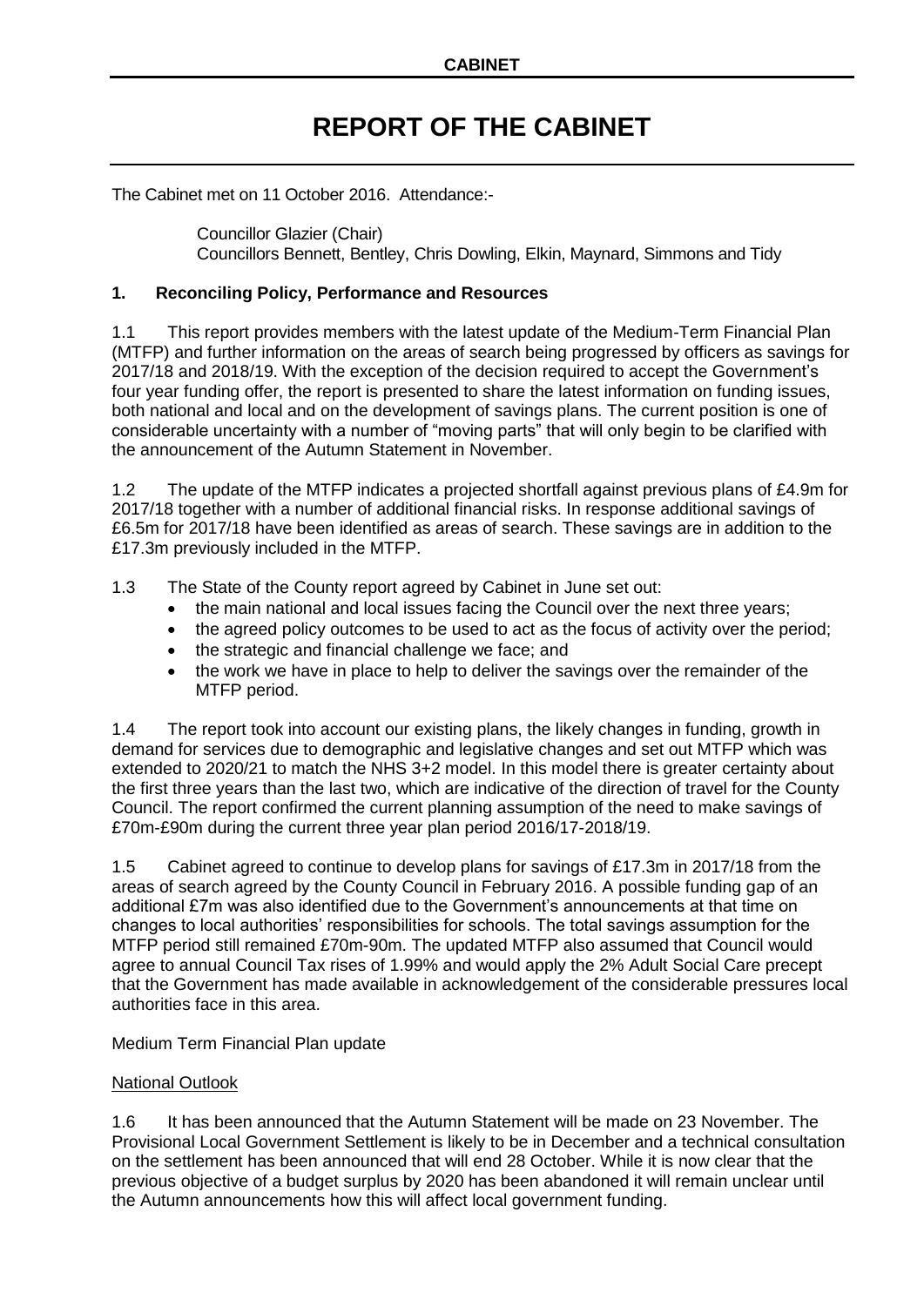**CABINET**

# REPORT OF THE CABINET

The Cabinet met on 11 October 2016. Attendance:-

Councillor Glazier (Chair)
Councillors Bennett, Bentley, Chris Dowling, Elkin, Maynard, Simmons and Tidy

## 1. Reconciling Policy, Performance and Resources

1.1 This report provides members with the latest update of the Medium-Term Financial Plan (MTFP) and further information on the areas of search being progressed by officers as savings for 2017/18 and 2018/19. With the exception of the decision required to accept the Government's four year funding offer, the report is presented to share the latest information on funding issues, both national and local and on the development of savings plans. The current position is one of considerable uncertainty with a number of "moving parts" that will only begin to be clarified with the announcement of the Autumn Statement in November.

1.2 The update of the MTFP indicates a projected shortfall against previous plans of £4.9m for 2017/18 together with a number of additional financial risks. In response additional savings of £6.5m for 2017/18 have been identified as areas of search. These savings are in addition to the £17.3m previously included in the MTFP.

1.3 The State of the County report agreed by Cabinet in June set out:

- the main national and local issues facing the Council over the next three years;
- the agreed policy outcomes to be used to act as the focus of activity over the period;
- the strategic and financial challenge we face; and
- the work we have in place to help to deliver the savings over the remainder of the MTFP period.

1.4 The report took into account our existing plans, the likely changes in funding, growth in demand for services due to demographic and legislative changes and set out MTFP which was extended to 2020/21 to match the NHS 3+2 model. In this model there is greater certainty about the first three years than the last two, which are indicative of the direction of travel for the County Council. The report confirmed the current planning assumption of the need to make savings of £70m-£90m during the current three year plan period 2016/17-2018/19.

1.5 Cabinet agreed to continue to develop plans for savings of £17.3m in 2017/18 from the areas of search agreed by the County Council in February 2016. A possible funding gap of an additional £7m was also identified due to the Government's announcements at that time on changes to local authorities' responsibilities for schools. The total savings assumption for the MTFP period still remained £70m-90m. The updated MTFP also assumed that Council would agree to annual Council Tax rises of 1.99% and would apply the 2% Adult Social Care precept that the Government has made available in acknowledgement of the considerable pressures local authorities face in this area.

Medium Term Financial Plan update

National Outlook

1.6 It has been announced that the Autumn Statement will be made on 23 November. The Provisional Local Government Settlement is likely to be in December and a technical consultation on the settlement has been announced that will end 28 October. While it is now clear that the previous objective of a budget surplus by 2020 has been abandoned it will remain unclear until the Autumn announcements how this will affect local government funding.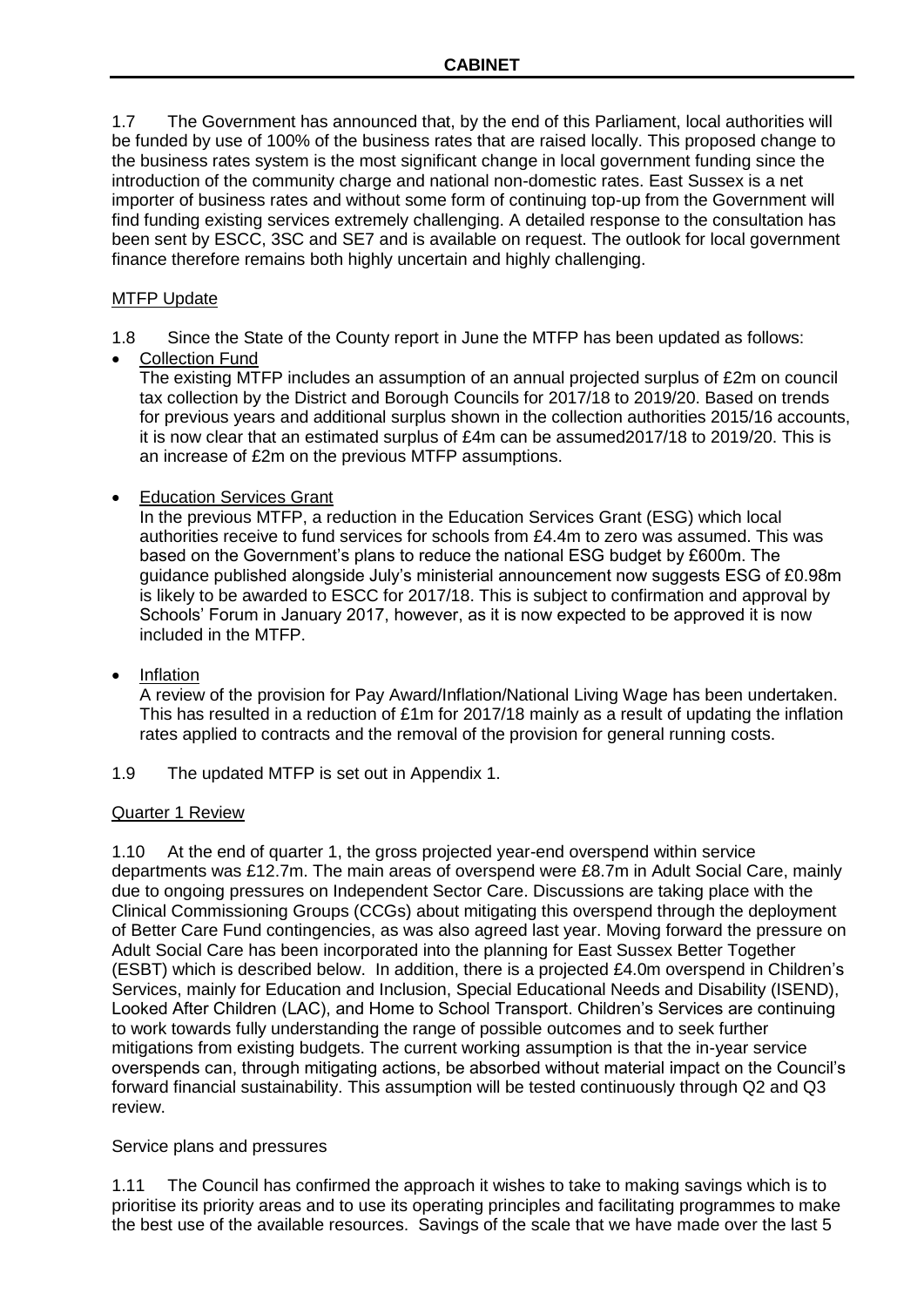1.7 The Government has announced that, by the end of this Parliament, local authorities will be funded by use of 100% of the business rates that are raised locally. This proposed change to the business rates system is the most significant change in local government funding since the introduction of the community charge and national non-domestic rates. East Sussex is a net importer of business rates and without some form of continuing top-up from the Government will find funding existing services extremely challenging. A detailed response to the consultation has been sent by ESCC, 3SC and SE7 and is available on request. The outlook for local government finance therefore remains both highly uncertain and highly challenging.

MTFP Update

1.8 Since the State of the County report in June the MTFP has been updated as follows:

- Collection Fund

  The existing MTFP includes an assumption of an annual projected surplus of £2m on council tax collection by the District and Borough Councils for 2017/18 to 2019/20. Based on trends for previous years and additional surplus shown in the collection authorities 2015/16 accounts, it is now clear that an estimated surplus of £4m can be assumed2017/18 to 2019/20. This is an increase of £2m on the previous MTFP assumptions.

- Education Services Grant

  In the previous MTFP, a reduction in the Education Services Grant (ESG) which local authorities receive to fund services for schools from £4.4m to zero was assumed. This was based on the Government's plans to reduce the national ESG budget by £600m. The guidance published alongside July's ministerial announcement now suggests ESG of £0.98m is likely to be awarded to ESCC for 2017/18. This is subject to confirmation and approval by Schools' Forum in January 2017, however, as it is now expected to be approved it is now included in the MTFP.

- Inflation

  A review of the provision for Pay Award/Inflation/National Living Wage has been undertaken. This has resulted in a reduction of £1m for 2017/18 mainly as a result of updating the inflation rates applied to contracts and the removal of the provision for general running costs.

1.9 The updated MTFP is set out in Appendix 1.

Quarter 1 Review

1.10 At the end of quarter 1, the gross projected year-end overspend within service departments was £12.7m. The main areas of overspend were £8.7m in Adult Social Care, mainly due to ongoing pressures on Independent Sector Care. Discussions are taking place with the Clinical Commissioning Groups (CCGs) about mitigating this overspend through the deployment of Better Care Fund contingencies, as was also agreed last year. Moving forward the pressure on Adult Social Care has been incorporated into the planning for East Sussex Better Together (ESBT) which is described below. In addition, there is a projected £4.0m overspend in Children's Services, mainly for Education and Inclusion, Special Educational Needs and Disability (ISEND), Looked After Children (LAC), and Home to School Transport. Children's Services are continuing to work towards fully understanding the range of possible outcomes and to seek further mitigations from existing budgets. The current working assumption is that the in-year service overspends can, through mitigating actions, be absorbed without material impact on the Council's forward financial sustainability. This assumption will be tested continuously through Q2 and Q3 review.

Service plans and pressures

1.11 The Council has confirmed the approach it wishes to take to making savings which is to prioritise its priority areas and to use its operating principles and facilitating programmes to make the best use of the available resources. Savings of the scale that we have made over the last 5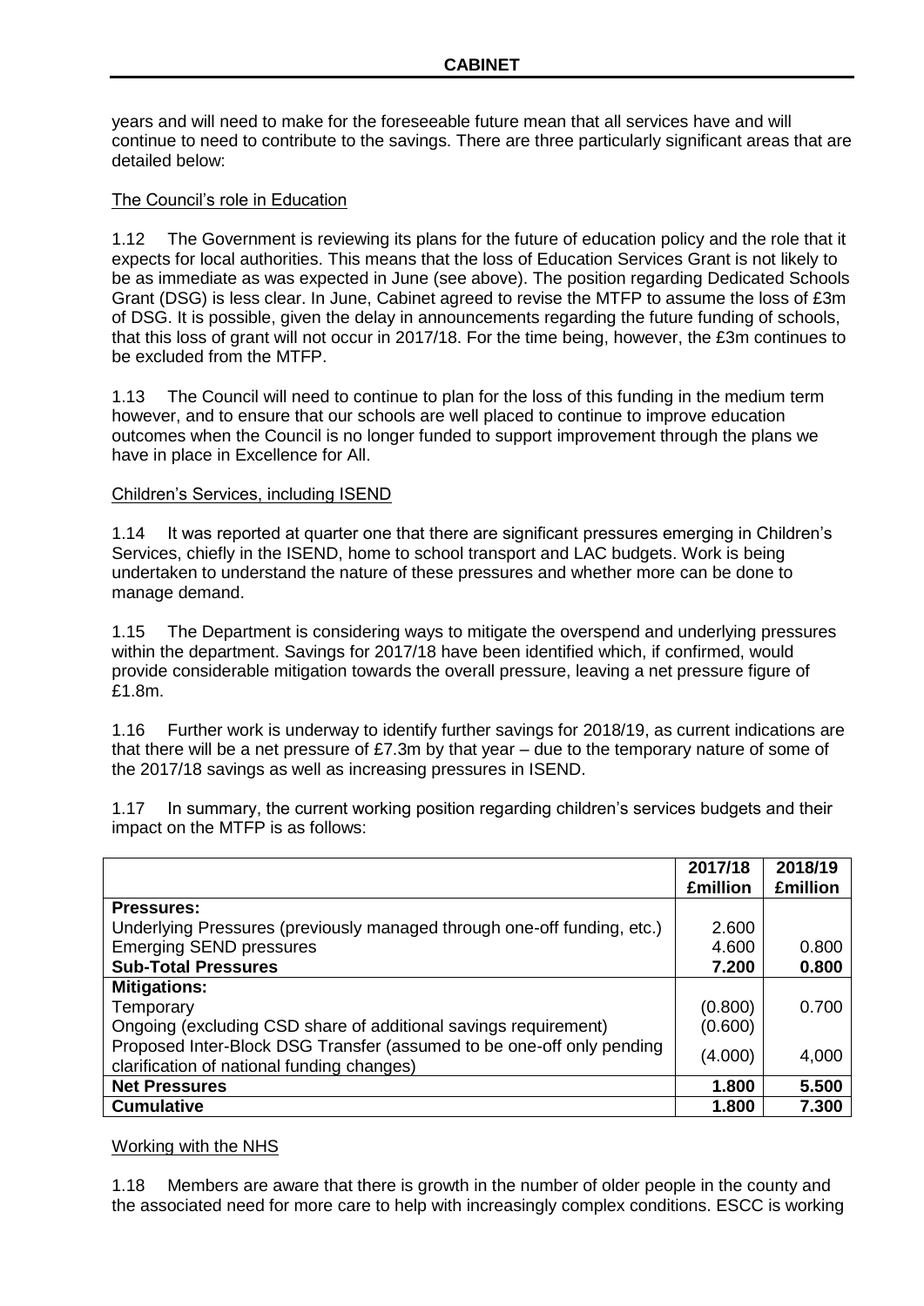years and will need to make for the foreseeable future mean that all services have and will continue to need to contribute to the savings. There are three particularly significant areas that are detailed below:

The Council's role in Education

1.12 The Government is reviewing its plans for the future of education policy and the role that it expects for local authorities. This means that the loss of Education Services Grant is not likely to be as immediate as was expected in June (see above). The position regarding Dedicated Schools Grant (DSG) is less clear. In June, Cabinet agreed to revise the MTFP to assume the loss of £3m of DSG. It is possible, given the delay in announcements regarding the future funding of schools, that this loss of grant will not occur in 2017/18. For the time being, however, the £3m continues to be excluded from the MTFP.

1.13 The Council will need to continue to plan for the loss of this funding in the medium term however, and to ensure that our schools are well placed to continue to improve education outcomes when the Council is no longer funded to support improvement through the plans we have in place in Excellence for All.

Children's Services, including ISEND

1.14 It was reported at quarter one that there are significant pressures emerging in Children's Services, chiefly in the ISEND, home to school transport and LAC budgets. Work is being undertaken to understand the nature of these pressures and whether more can be done to manage demand.

1.15 The Department is considering ways to mitigate the overspend and underlying pressures within the department. Savings for 2017/18 have been identified which, if confirmed, would provide considerable mitigation towards the overall pressure, leaving a net pressure figure of £1.8m.

1.16 Further work is underway to identify further savings for 2018/19, as current indications are that there will be a net pressure of £7.3m by that year – due to the temporary nature of some of the 2017/18 savings as well as increasing pressures in ISEND.

1.17 In summary, the current working position regarding children's services budgets and their impact on the MTFP is as follows:

| | 2017/18 £million | 2018/19 £million |
|---|---|---|
| **Pressures:** | | |
| Underlying Pressures (previously managed through one-off funding, etc.) | 2.600 | |
| Emerging SEND pressures | 4.600 | 0.800 |
| **Sub-Total Pressures** | **7.200** | **0.800** |
| **Mitigations:** | | |
| Temporary | (0.800) | 0.700 |
| Ongoing (excluding CSD share of additional savings requirement) | (0.600) | |
| Proposed Inter-Block DSG Transfer (assumed to be one-off only pending clarification of national funding changes) | (4.000) | 4,000 |
| **Net Pressures** | **1.800** | **5.500** |
| **Cumulative** | **1.800** | **7.300** |

Working with the NHS

1.18 Members are aware that there is growth in the number of older people in the county and the associated need for more care to help with increasingly complex conditions. ESCC is working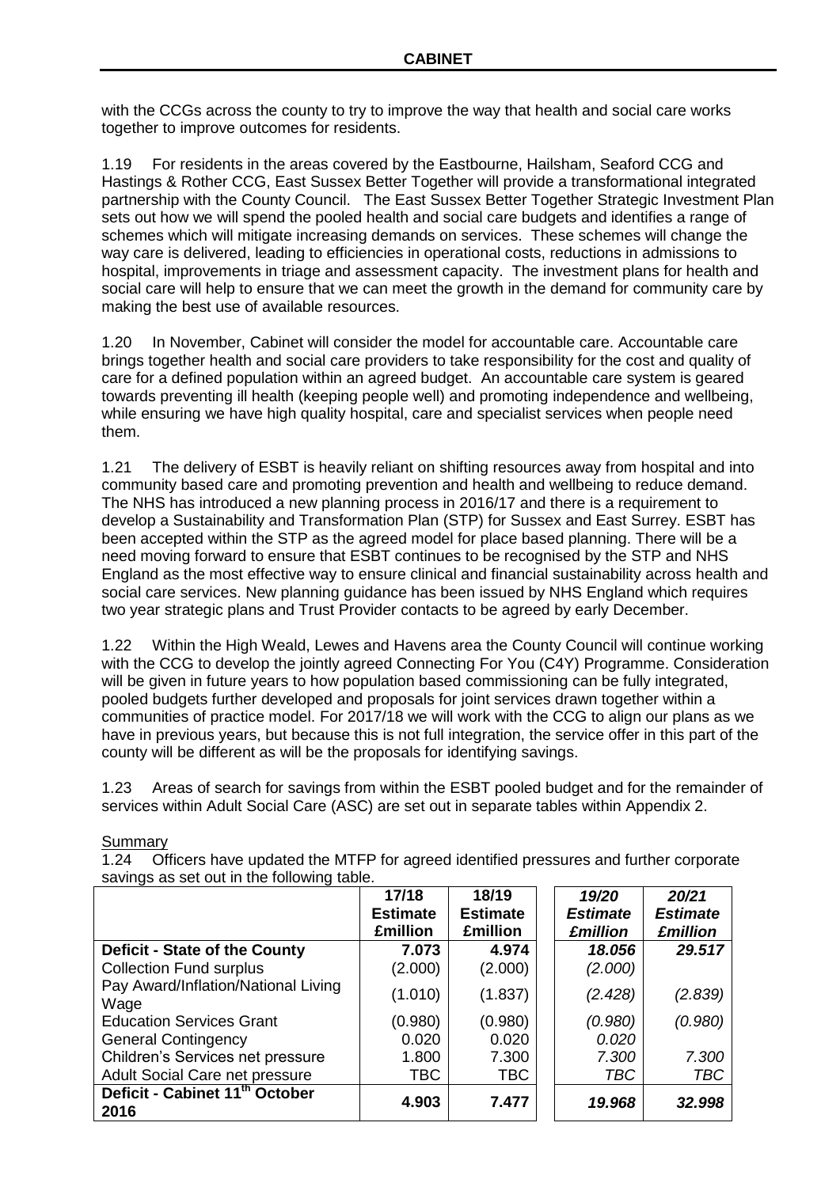with the CCGs across the county to try to improve the way that health and social care works together to improve outcomes for residents.

1.19 For residents in the areas covered by the Eastbourne, Hailsham, Seaford CCG and Hastings & Rother CCG, East Sussex Better Together will provide a transformational integrated partnership with the County Council. The East Sussex Better Together Strategic Investment Plan sets out how we will spend the pooled health and social care budgets and identifies a range of schemes which will mitigate increasing demands on services. These schemes will change the way care is delivered, leading to efficiencies in operational costs, reductions in admissions to hospital, improvements in triage and assessment capacity. The investment plans for health and social care will help to ensure that we can meet the growth in the demand for community care by making the best use of available resources.

1.20 In November, Cabinet will consider the model for accountable care. Accountable care brings together health and social care providers to take responsibility for the cost and quality of care for a defined population within an agreed budget. An accountable care system is geared towards preventing ill health (keeping people well) and promoting independence and wellbeing, while ensuring we have high quality hospital, care and specialist services when people need them.

1.21 The delivery of ESBT is heavily reliant on shifting resources away from hospital and into community based care and promoting prevention and health and wellbeing to reduce demand. The NHS has introduced a new planning process in 2016/17 and there is a requirement to develop a Sustainability and Transformation Plan (STP) for Sussex and East Surrey. ESBT has been accepted within the STP as the agreed model for place based planning. There will be a need moving forward to ensure that ESBT continues to be recognised by the STP and NHS England as the most effective way to ensure clinical and financial sustainability across health and social care services. New planning guidance has been issued by NHS England which requires two year strategic plans and Trust Provider contacts to be agreed by early December.

1.22 Within the High Weald, Lewes and Havens area the County Council will continue working with the CCG to develop the jointly agreed Connecting For You (C4Y) Programme. Consideration will be given in future years to how population based commissioning can be fully integrated, pooled budgets further developed and proposals for joint services drawn together within a communities of practice model. For 2017/18 we will work with the CCG to align our plans as we have in previous years, but because this is not full integration, the service offer in this part of the county will be different as will be the proposals for identifying savings.

1.23 Areas of search for savings from within the ESBT pooled budget and for the remainder of services within Adult Social Care (ASC) are set out in separate tables within Appendix 2.

Summary

1.24 Officers have updated the MTFP for agreed identified pressures and further corporate savings as set out in the following table.

| | **17/18 Estimate £million** | **18/19 Estimate £million** | ***19/20 Estimate £million*** | ***20/21 Estimate £million*** |
|---|---|---|---|---|
| **Deficit - State of the County** | **7.073** | **4.974** | ***18.056*** | ***29.517*** |
| Collection Fund surplus | (2.000) | (2.000) | *(2.000)* | |
| Pay Award/Inflation/National Living Wage | (1.010) | (1.837) | *(2.428)* | *(2.839)* |
| Education Services Grant | (0.980) | (0.980) | *(0.980)* | *(0.980)* |
| General Contingency | 0.020 | 0.020 | *0.020* | |
| Children's Services net pressure | 1.800 | 7.300 | *7.300* | *7.300* |
| Adult Social Care net pressure | TBC | TBC | *TBC* | *TBC* |
| **Deficit - Cabinet 11th October 2016** | **4.903** | **7.477** | ***19.968*** | ***32.998*** |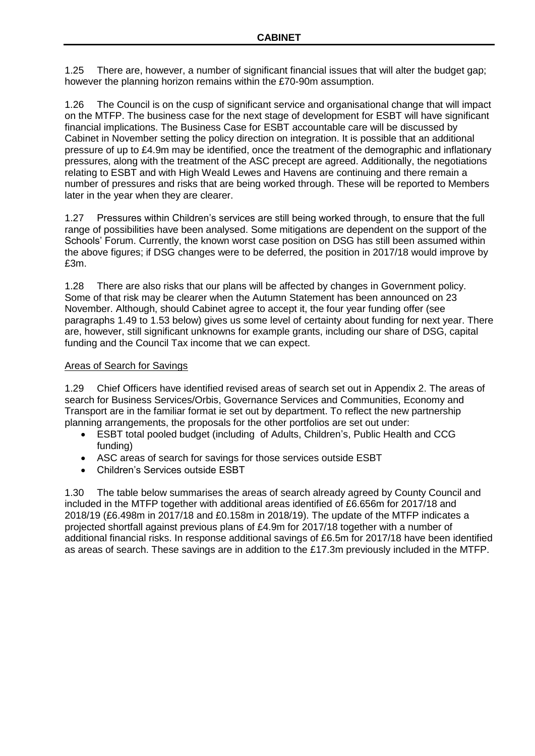1.25 There are, however, a number of significant financial issues that will alter the budget gap; however the planning horizon remains within the £70-90m assumption.

1.26 The Council is on the cusp of significant service and organisational change that will impact on the MTFP. The business case for the next stage of development for ESBT will have significant financial implications. The Business Case for ESBT accountable care will be discussed by Cabinet in November setting the policy direction on integration. It is possible that an additional pressure of up to £4.9m may be identified, once the treatment of the demographic and inflationary pressures, along with the treatment of the ASC precept are agreed. Additionally, the negotiations relating to ESBT and with High Weald Lewes and Havens are continuing and there remain a number of pressures and risks that are being worked through. These will be reported to Members later in the year when they are clearer.

1.27 Pressures within Children's services are still being worked through, to ensure that the full range of possibilities have been analysed. Some mitigations are dependent on the support of the Schools' Forum. Currently, the known worst case position on DSG has still been assumed within the above figures; if DSG changes were to be deferred, the position in 2017/18 would improve by £3m.

1.28 There are also risks that our plans will be affected by changes in Government policy. Some of that risk may be clearer when the Autumn Statement has been announced on 23 November. Although, should Cabinet agree to accept it, the four year funding offer (see paragraphs 1.49 to 1.53 below) gives us some level of certainty about funding for next year. There are, however, still significant unknowns for example grants, including our share of DSG, capital funding and the Council Tax income that we can expect.

## Areas of Search for Savings

1.29 Chief Officers have identified revised areas of search set out in Appendix 2. The areas of search for Business Services/Orbis, Governance Services and Communities, Economy and Transport are in the familiar format ie set out by department. To reflect the new partnership planning arrangements, the proposals for the other portfolios are set out under:

- ESBT total pooled budget (including of Adults, Children's, Public Health and CCG funding)
- ASC areas of search for savings for those services outside ESBT
- Children's Services outside ESBT

1.30 The table below summarises the areas of search already agreed by County Council and included in the MTFP together with additional areas identified of £6.656m for 2017/18 and 2018/19 (£6.498m in 2017/18 and £0.158m in 2018/19). The update of the MTFP indicates a projected shortfall against previous plans of £4.9m for 2017/18 together with a number of additional financial risks. In response additional savings of £6.5m for 2017/18 have been identified as areas of search. These savings are in addition to the £17.3m previously included in the MTFP.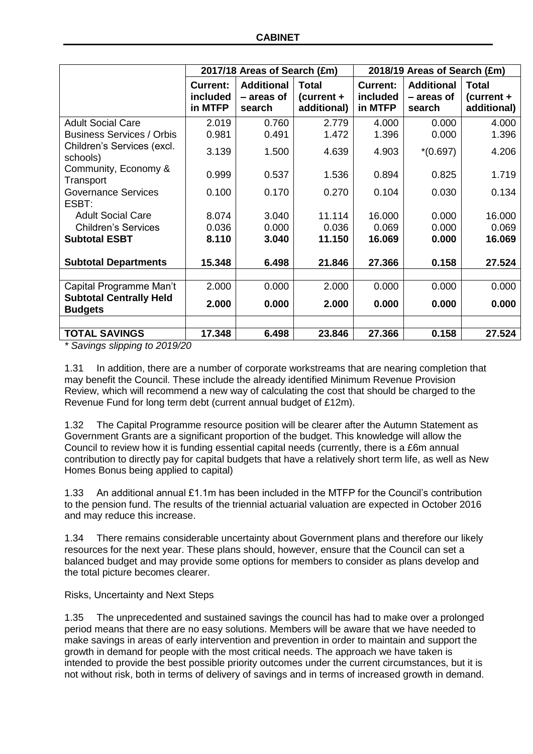| | 2017/18 Areas of Search (£m) | | | 2018/19 Areas of Search (£m) | | |
|---|---|---|---|---|---|---|
| | **Current: included in MTFP** | **Additional – areas of search** | **Total (current + additional)** | **Current: included in MTFP** | **Additional – areas of search** | **Total (current + additional)** |
| Adult Social Care | 2.019 | 0.760 | 2.779 | 4.000 | 0.000 | 4.000 |
| Business Services / Orbis | 0.981 | 0.491 | 1.472 | 1.396 | 0.000 | 1.396 |
| Children's Services (excl. schools) | 3.139 | 1.500 | 4.639 | 4.903 | *(0.697) | 4.206 |
| Community, Economy & Transport | 0.999 | 0.537 | 1.536 | 0.894 | 0.825 | 1.719 |
| Governance Services | 0.100 | 0.170 | 0.270 | 0.104 | 0.030 | 0.134 |
| ESBT: | | | | | | |
| Adult Social Care | 8.074 | 3.040 | 11.114 | 16.000 | 0.000 | 16.000 |
| Children's Services | 0.036 | 0.000 | 0.036 | 0.069 | 0.000 | 0.069 |
| **Subtotal ESBT** | **8.110** | **3.040** | **11.150** | **16.069** | **0.000** | **16.069** |
| **Subtotal Departments** | **15.348** | **6.498** | **21.846** | **27.366** | **0.158** | **27.524** |
| | | | | | | |
| Capital Programme Man't | 2.000 | 0.000 | 2.000 | 0.000 | 0.000 | 0.000 |
| **Subtotal Centrally Held Budgets** | **2.000** | **0.000** | **2.000** | **0.000** | **0.000** | **0.000** |
| | | | | | | |
| **TOTAL SAVINGS** | **17.348** | **6.498** | **23.846** | **27.366** | **0.158** | **27.524** |

*\* Savings slipping to 2019/20*

1.31 In addition, there are a number of corporate workstreams that are nearing completion that may benefit the Council. These include the already identified Minimum Revenue Provision Review, which will recommend a new way of calculating the cost that should be charged to the Revenue Fund for long term debt (current annual budget of £12m).

1.32 The Capital Programme resource position will be clearer after the Autumn Statement as Government Grants are a significant proportion of the budget. This knowledge will allow the Council to review how it is funding essential capital needs (currently, there is a £6m annual contribution to directly pay for capital budgets that have a relatively short term life, as well as New Homes Bonus being applied to capital)

1.33 An additional annual £1.1m has been included in the MTFP for the Council's contribution to the pension fund. The results of the triennial actuarial valuation are expected in October 2016 and may reduce this increase.

1.34 There remains considerable uncertainty about Government plans and therefore our likely resources for the next year. These plans should, however, ensure that the Council can set a balanced budget and may provide some options for members to consider as plans develop and the total picture becomes clearer.

Risks, Uncertainty and Next Steps

1.35 The unprecedented and sustained savings the council has had to make over a prolonged period means that there are no easy solutions. Members will be aware that we have needed to make savings in areas of early intervention and prevention in order to maintain and support the growth in demand for people with the most critical needs. The approach we have taken is intended to provide the best possible priority outcomes under the current circumstances, but it is not without risk, both in terms of delivery of savings and in terms of increased growth in demand.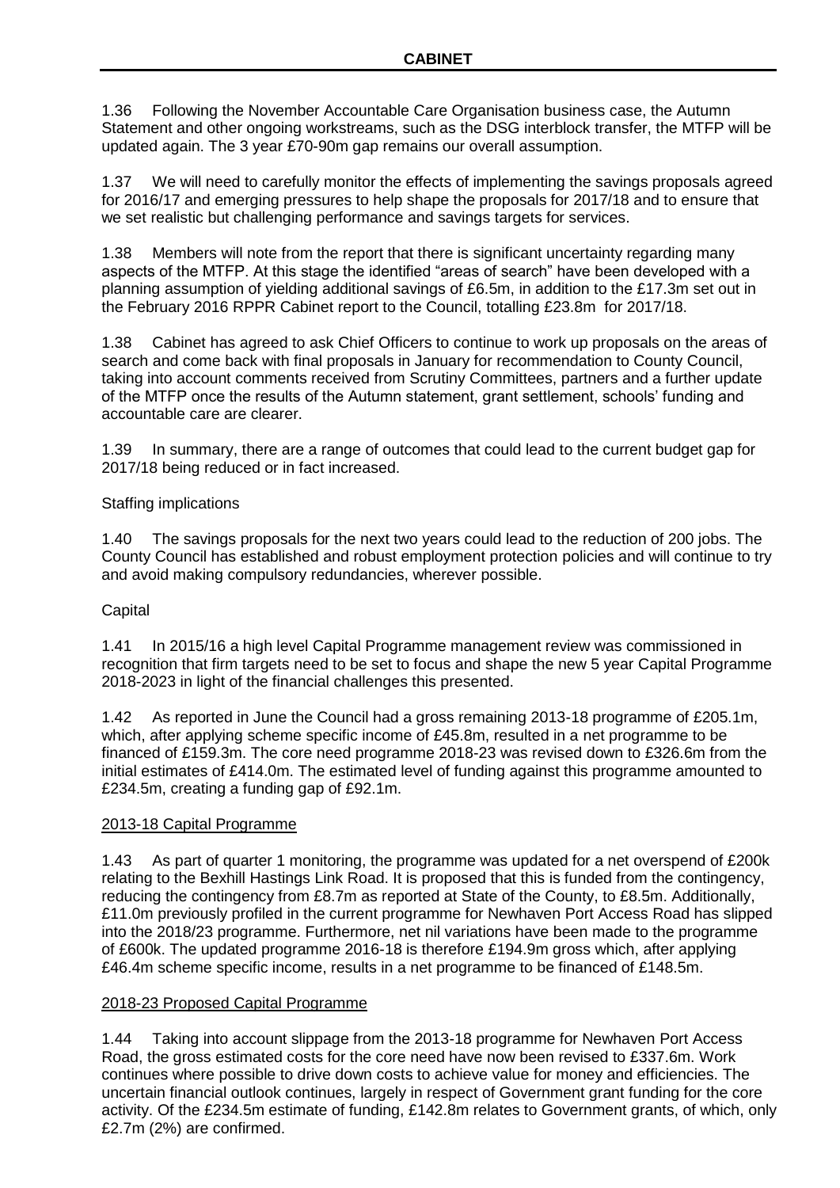1.36 Following the November Accountable Care Organisation business case, the Autumn Statement and other ongoing workstreams, such as the DSG interblock transfer, the MTFP will be updated again. The 3 year £70-90m gap remains our overall assumption.

1.37 We will need to carefully monitor the effects of implementing the savings proposals agreed for 2016/17 and emerging pressures to help shape the proposals for 2017/18 and to ensure that we set realistic but challenging performance and savings targets for services.

1.38 Members will note from the report that there is significant uncertainty regarding many aspects of the MTFP. At this stage the identified "areas of search" have been developed with a planning assumption of yielding additional savings of £6.5m, in addition to the £17.3m set out in the February 2016 RPPR Cabinet report to the Council, totalling £23.8m for 2017/18.

1.38 Cabinet has agreed to ask Chief Officers to continue to work up proposals on the areas of search and come back with final proposals in January for recommendation to County Council, taking into account comments received from Scrutiny Committees, partners and a further update of the MTFP once the results of the Autumn statement, grant settlement, schools' funding and accountable care are clearer.

1.39 In summary, there are a range of outcomes that could lead to the current budget gap for 2017/18 being reduced or in fact increased.

Staffing implications

1.40 The savings proposals for the next two years could lead to the reduction of 200 jobs. The County Council has established and robust employment protection policies and will continue to try and avoid making compulsory redundancies, wherever possible.

Capital

1.41 In 2015/16 a high level Capital Programme management review was commissioned in recognition that firm targets need to be set to focus and shape the new 5 year Capital Programme 2018-2023 in light of the financial challenges this presented.

1.42 As reported in June the Council had a gross remaining 2013-18 programme of £205.1m, which, after applying scheme specific income of £45.8m, resulted in a net programme to be financed of £159.3m. The core need programme 2018-23 was revised down to £326.6m from the initial estimates of £414.0m. The estimated level of funding against this programme amounted to £234.5m, creating a funding gap of £92.1m.

2013-18 Capital Programme

1.43 As part of quarter 1 monitoring, the programme was updated for a net overspend of £200k relating to the Bexhill Hastings Link Road. It is proposed that this is funded from the contingency, reducing the contingency from £8.7m as reported at State of the County, to £8.5m. Additionally, £11.0m previously profiled in the current programme for Newhaven Port Access Road has slipped into the 2018/23 programme. Furthermore, net nil variations have been made to the programme of £600k. The updated programme 2016-18 is therefore £194.9m gross which, after applying £46.4m scheme specific income, results in a net programme to be financed of £148.5m.

2018-23 Proposed Capital Programme

1.44 Taking into account slippage from the 2013-18 programme for Newhaven Port Access Road, the gross estimated costs for the core need have now been revised to £337.6m. Work continues where possible to drive down costs to achieve value for money and efficiencies. The uncertain financial outlook continues, largely in respect of Government grant funding for the core activity. Of the £234.5m estimate of funding, £142.8m relates to Government grants, of which, only £2.7m (2%) are confirmed.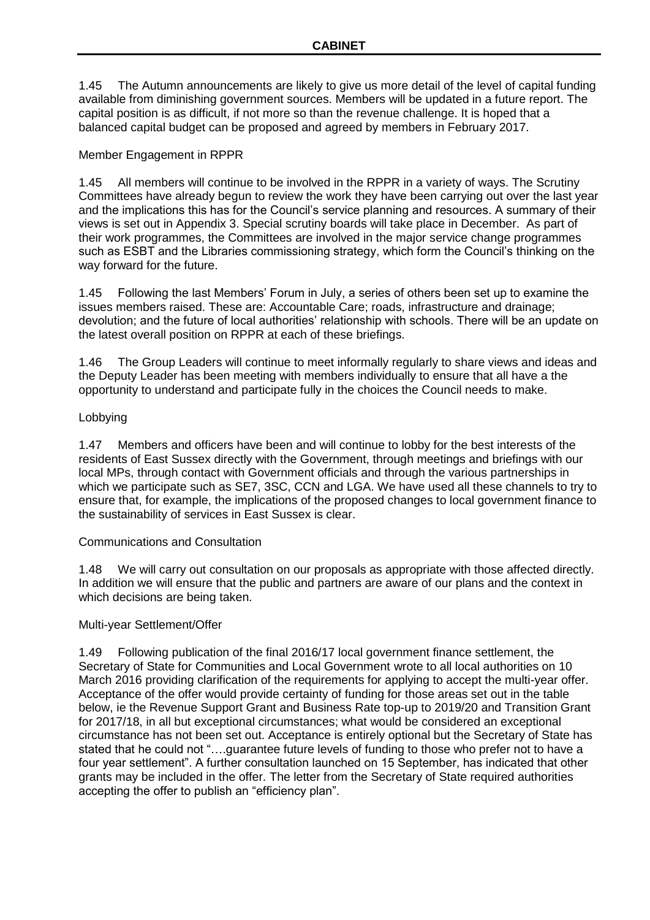1.45 The Autumn announcements are likely to give us more detail of the level of capital funding available from diminishing government sources. Members will be updated in a future report. The capital position is as difficult, if not more so than the revenue challenge. It is hoped that a balanced capital budget can be proposed and agreed by members in February 2017.

Member Engagement in RPPR

1.45 All members will continue to be involved in the RPPR in a variety of ways. The Scrutiny Committees have already begun to review the work they have been carrying out over the last year and the implications this has for the Council's service planning and resources. A summary of their views is set out in Appendix 3. Special scrutiny boards will take place in December. As part of their work programmes, the Committees are involved in the major service change programmes such as ESBT and the Libraries commissioning strategy, which form the Council's thinking on the way forward for the future.

1.45 Following the last Members' Forum in July, a series of others been set up to examine the issues members raised. These are: Accountable Care; roads, infrastructure and drainage; devolution; and the future of local authorities' relationship with schools. There will be an update on the latest overall position on RPPR at each of these briefings.

1.46 The Group Leaders will continue to meet informally regularly to share views and ideas and the Deputy Leader has been meeting with members individually to ensure that all have a the opportunity to understand and participate fully in the choices the Council needs to make.

Lobbying

1.47 Members and officers have been and will continue to lobby for the best interests of the residents of East Sussex directly with the Government, through meetings and briefings with our local MPs, through contact with Government officials and through the various partnerships in which we participate such as SE7, 3SC, CCN and LGA. We have used all these channels to try to ensure that, for example, the implications of the proposed changes to local government finance to the sustainability of services in East Sussex is clear.

Communications and Consultation

1.48 We will carry out consultation on our proposals as appropriate with those affected directly. In addition we will ensure that the public and partners are aware of our plans and the context in which decisions are being taken.

Multi-year Settlement/Offer

1.49 Following publication of the final 2016/17 local government finance settlement, the Secretary of State for Communities and Local Government wrote to all local authorities on 10 March 2016 providing clarification of the requirements for applying to accept the multi-year offer. Acceptance of the offer would provide certainty of funding for those areas set out in the table below, ie the Revenue Support Grant and Business Rate top-up to 2019/20 and Transition Grant for 2017/18, in all but exceptional circumstances; what would be considered an exceptional circumstance has not been set out. Acceptance is entirely optional but the Secretary of State has stated that he could not "….guarantee future levels of funding to those who prefer not to have a four year settlement". A further consultation launched on 15 September, has indicated that other grants may be included in the offer. The letter from the Secretary of State required authorities accepting the offer to publish an "efficiency plan".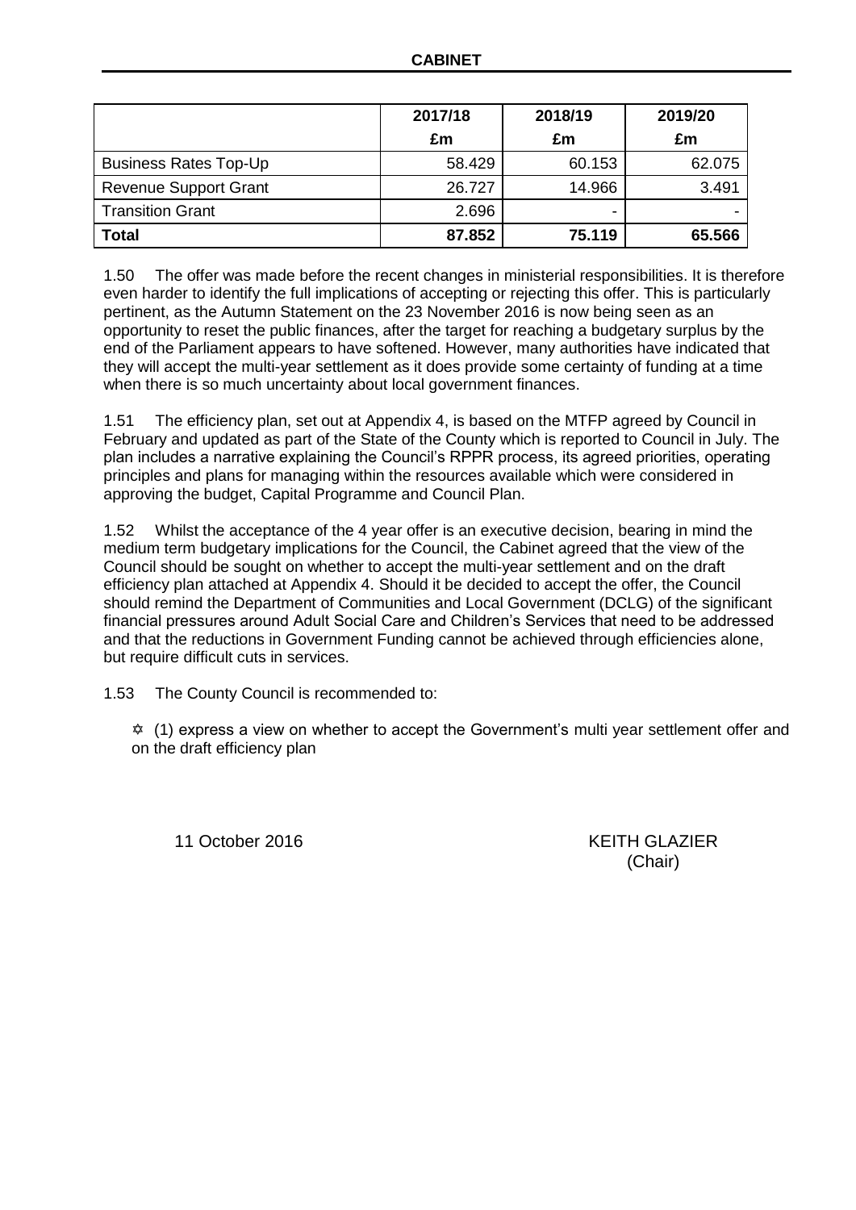| | 2017/18 £m | 2018/19 £m | 2019/20 £m |
|---|---|---|---|
| Business Rates Top-Up | 58.429 | 60.153 | 62.075 |
| Revenue Support Grant | 26.727 | 14.966 | 3.491 |
| Transition Grant | 2.696 | - | - |
| **Total** | **87.852** | **75.119** | **65.566** |

1.50 The offer was made before the recent changes in ministerial responsibilities. It is therefore even harder to identify the full implications of accepting or rejecting this offer. This is particularly pertinent, as the Autumn Statement on the 23 November 2016 is now being seen as an opportunity to reset the public finances, after the target for reaching a budgetary surplus by the end of the Parliament appears to have softened. However, many authorities have indicated that they will accept the multi-year settlement as it does provide some certainty of funding at a time when there is so much uncertainty about local government finances.

1.51 The efficiency plan, set out at Appendix 4, is based on the MTFP agreed by Council in February and updated as part of the State of the County which is reported to Council in July. The plan includes a narrative explaining the Council's RPPR process, its agreed priorities, operating principles and plans for managing within the resources available which were considered in approving the budget, Capital Programme and Council Plan.

1.52 Whilst the acceptance of the 4 year offer is an executive decision, bearing in mind the medium term budgetary implications for the Council, the Cabinet agreed that the view of the Council should be sought on whether to accept the multi-year settlement and on the draft efficiency plan attached at Appendix 4. Should it be decided to accept the offer, the Council should remind the Department of Communities and Local Government (DCLG) of the significant financial pressures around Adult Social Care and Children's Services that need to be addressed and that the reductions in Government Funding cannot be achieved through efficiencies alone, but require difficult cuts in services.

1.53 The County Council is recommended to:

✡ (1) express a view on whether to accept the Government's multi year settlement offer and on the draft efficiency plan

11 October 2016

KEITH GLAZIER
(Chair)